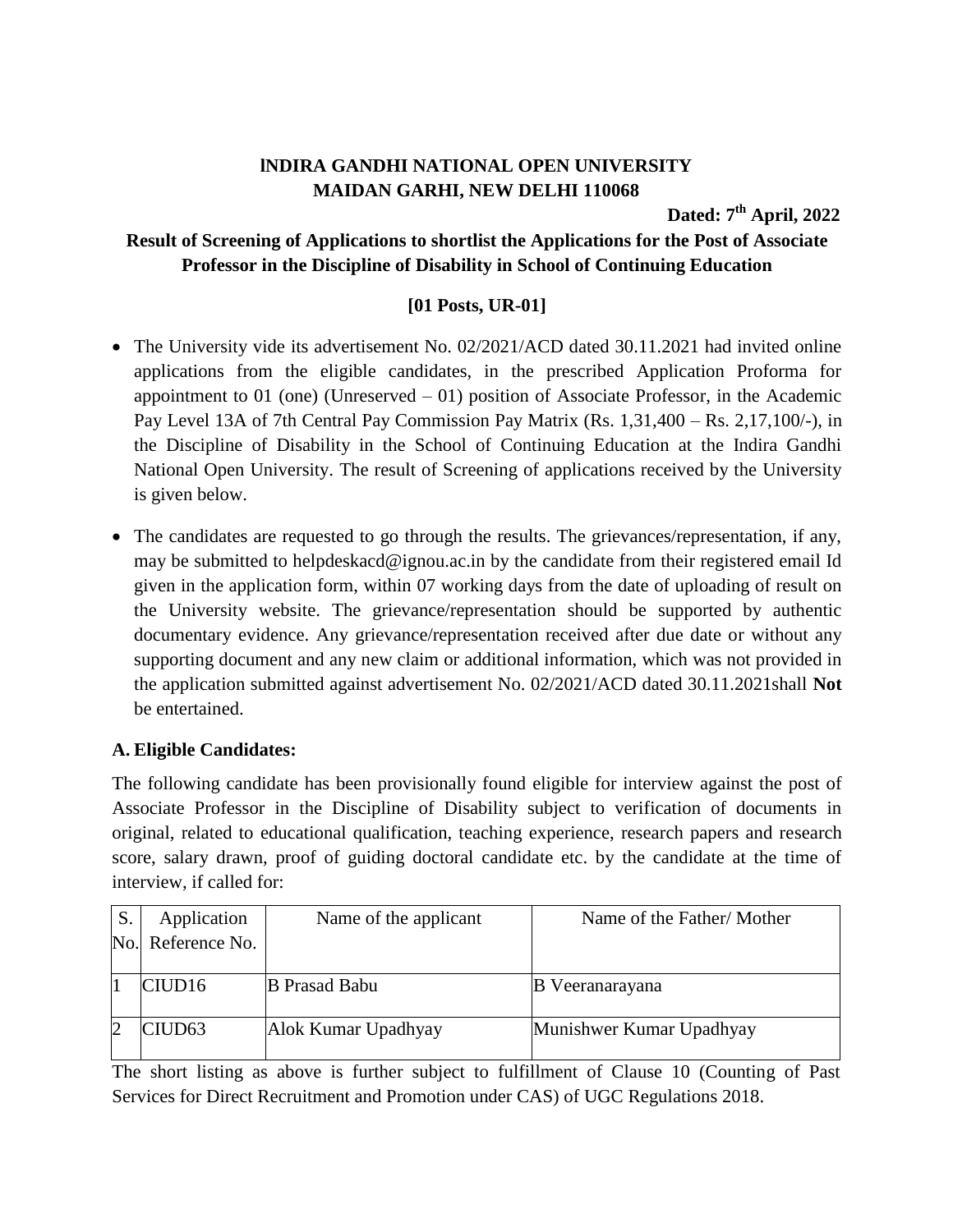**INDIRA GANDHI NATIONAL OPEN UNIVERSITY**
**MAIDAN GARHI, NEW DELHI 110068**

**Dated: 7th April, 2022**

**Result of Screening of Applications to shortlist the Applications for the Post of Associate Professor in the Discipline of Disability in School of Continuing Education**

**[01 Posts, UR-01]**

- The University vide its advertisement No. 02/2021/ACD dated 30.11.2021 had invited online applications from the eligible candidates, in the prescribed Application Proforma for appointment to 01 (one) (Unreserved – 01) position of Associate Professor, in the Academic Pay Level 13A of 7th Central Pay Commission Pay Matrix (Rs. 1,31,400 – Rs. 2,17,100/-), in the Discipline of Disability in the School of Continuing Education at the Indira Gandhi National Open University. The result of Screening of applications received by the University is given below.
- The candidates are requested to go through the results. The grievances/representation, if any, may be submitted to helpdeskacd@ignou.ac.in by the candidate from their registered email Id given in the application form, within 07 working days from the date of uploading of result on the University website. The grievance/representation should be supported by authentic documentary evidence. Any grievance/representation received after due date or without any supporting document and any new claim or additional information, which was not provided in the application submitted against advertisement No. 02/2021/ACD dated 30.11.2021shall **Not** be entertained.

**A. Eligible Candidates:**

The following candidate has been provisionally found eligible for interview against the post of Associate Professor in the Discipline of Disability subject to verification of documents in original, related to educational qualification, teaching experience, research papers and research score, salary drawn, proof of guiding doctoral candidate etc. by the candidate at the time of interview, if called for:

| S. No. | Application Reference No. | Name of the applicant | Name of the Father/ Mother |
|---|---|---|---|
| 1 | CIUD16 | B Prasad Babu | B Veeranarayana |
| 2 | CIUD63 | Alok Kumar Upadhyay | Munishwer Kumar Upadhyay |

The short listing as above is further subject to fulfillment of Clause 10 (Counting of Past Services for Direct Recruitment and Promotion under CAS) of UGC Regulations 2018.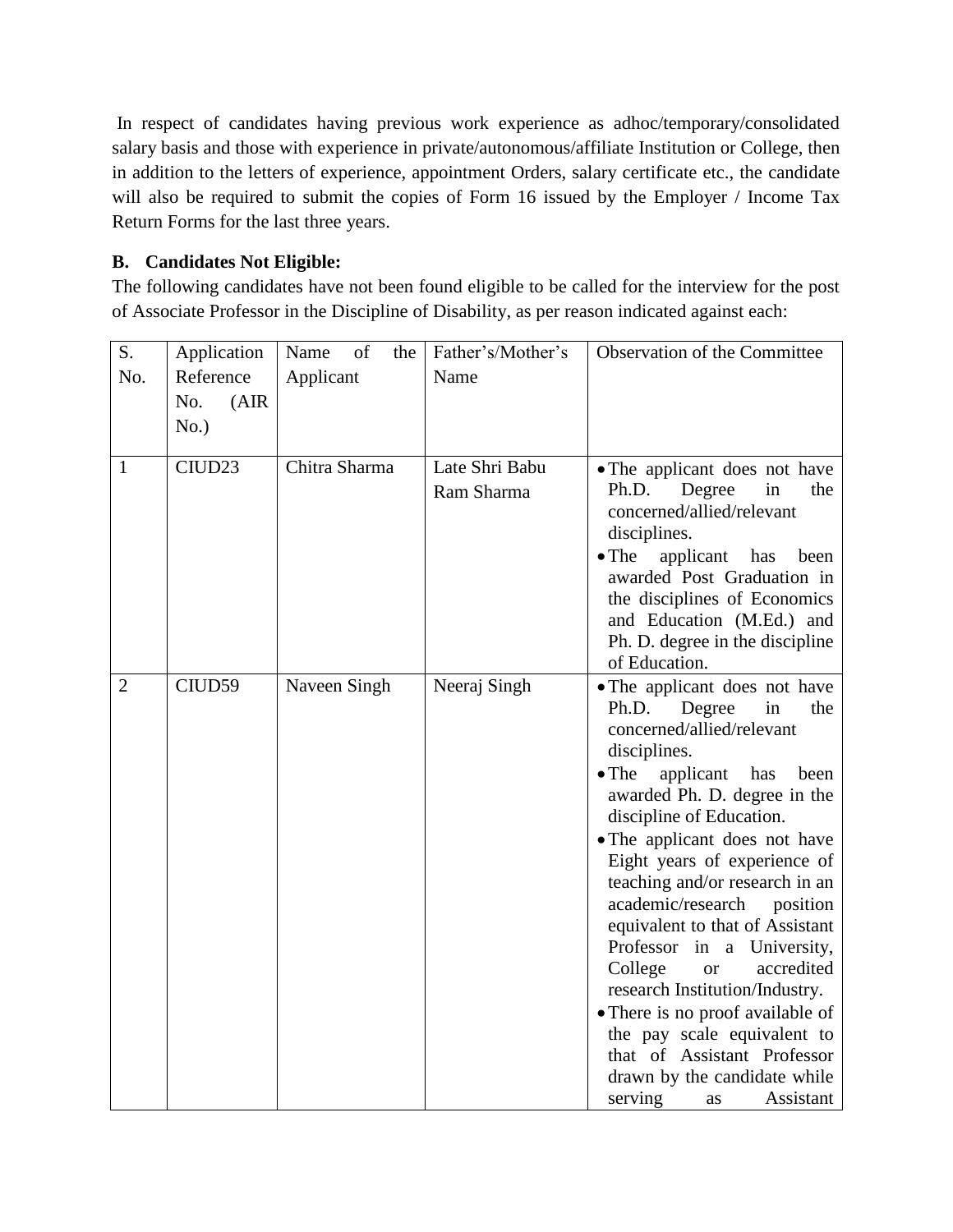In respect of candidates having previous work experience as adhoc/temporary/consolidated salary basis and those with experience in private/autonomous/affiliate Institution or College, then in addition to the letters of experience, appointment Orders, salary certificate etc., the candidate will also be required to submit the copies of Form 16 issued by the Employer / Income Tax Return Forms for the last three years.

**B. Candidates Not Eligible:**

The following candidates have not been found eligible to be called for the interview for the post of Associate Professor in the Discipline of Disability, as per reason indicated against each:

| S. No. | Application Reference No. (AIR No.) | Name of the Applicant | Father's/Mother's Name | Observation of the Committee |
|---|---|---|---|---|
| 1 | CIUD23 | Chitra Sharma | Late Shri Babu Ram Sharma | • The applicant does not have Ph.D. Degree in the concerned/allied/relevant disciplines.<br>• The applicant has been awarded Post Graduation in the disciplines of Economics and Education (M.Ed.) and Ph. D. degree in the discipline of Education. |
| 2 | CIUD59 | Naveen Singh | Neeraj Singh | • The applicant does not have Ph.D. Degree in the concerned/allied/relevant disciplines.<br>• The applicant has been awarded Ph. D. degree in the discipline of Education.<br>• The applicant does not have Eight years of experience of teaching and/or research in an academic/research position equivalent to that of Assistant Professor in a University, College or accredited research Institution/Industry.<br>• There is no proof available of the pay scale equivalent to that of Assistant Professor drawn by the candidate while serving as Assistant |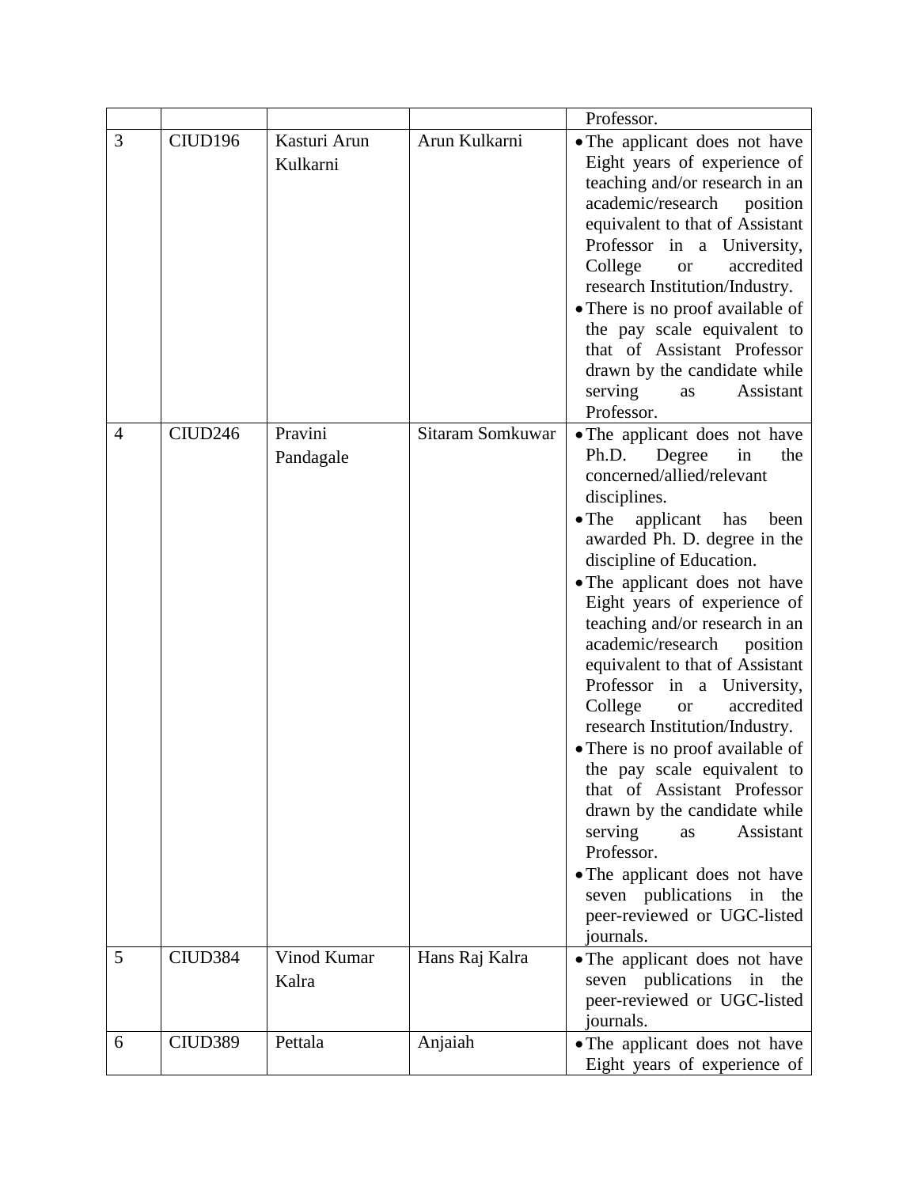| | | | | Professor. |
|---|---|---|---|---|
| 3 | CIUD196 | Kasturi Arun Kulkarni | Arun Kulkarni | • The applicant does not have Eight years of experience of teaching and/or research in an academic/research position equivalent to that of Assistant Professor in a University, College or accredited research Institution/Industry.<br>• There is no proof available of the pay scale equivalent to that of Assistant Professor drawn by the candidate while serving as Assistant Professor. |
| 4 | CIUD246 | Pravini Pandagale | Sitaram Somkuwar | • The applicant does not have Ph.D. Degree in the concerned/allied/relevant disciplines.<br>• The applicant has been awarded Ph. D. degree in the discipline of Education.<br>• The applicant does not have Eight years of experience of teaching and/or research in an academic/research position equivalent to that of Assistant Professor in a University, College or accredited research Institution/Industry.<br>• There is no proof available of the pay scale equivalent to that of Assistant Professor drawn by the candidate while serving as Assistant Professor.<br>• The applicant does not have seven publications in the peer-reviewed or UGC-listed journals. |
| 5 | CIUD384 | Vinod Kumar Kalra | Hans Raj Kalra | • The applicant does not have seven publications in the peer-reviewed or UGC-listed journals. |
| 6 | CIUD389 | Pettala | Anjaiah | • The applicant does not have Eight years of experience of |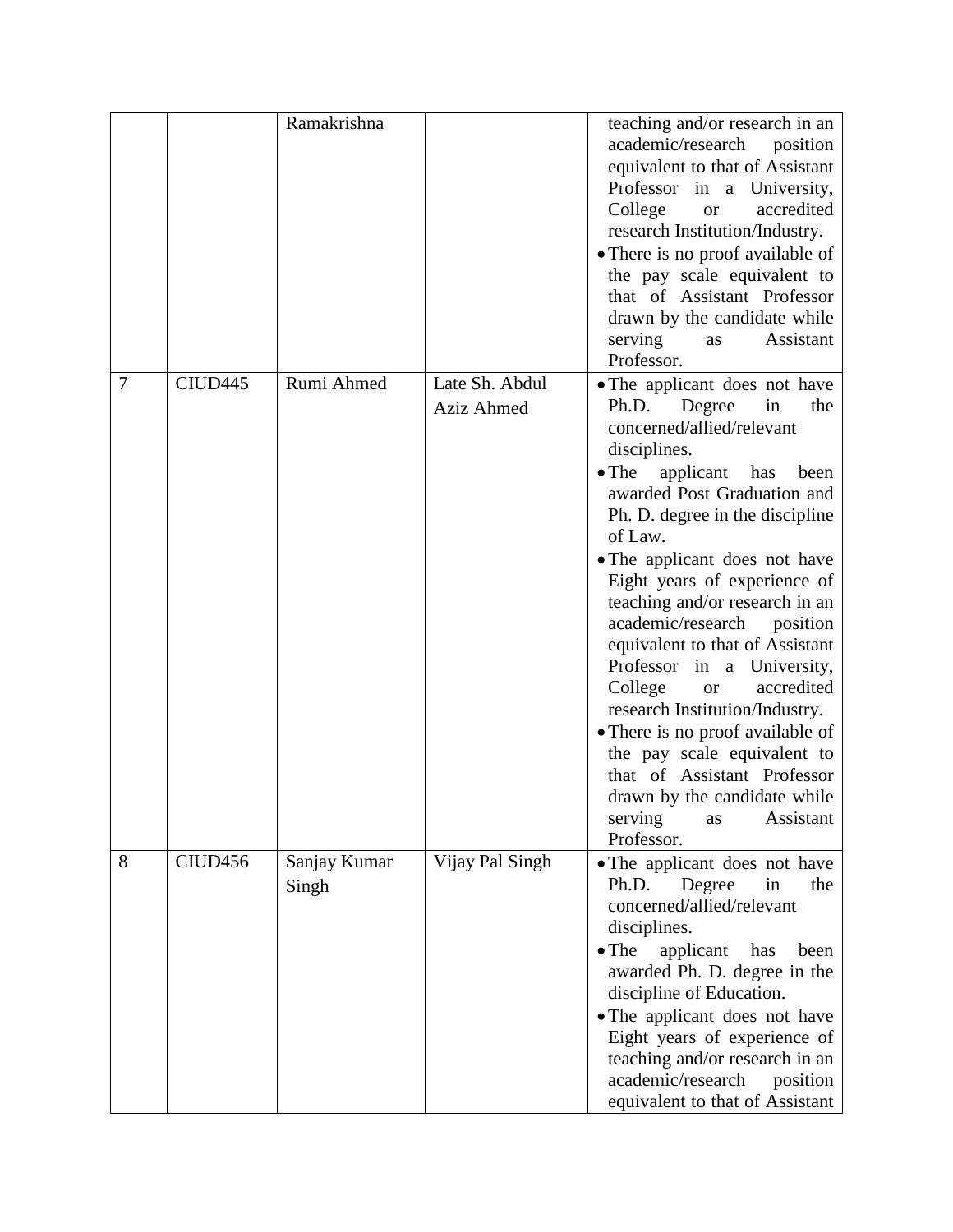| | | | | |
|---|---|---|---|---|
| | | Ramakrishna | | teaching and/or research in an academic/research position equivalent to that of Assistant Professor in a University, College or accredited research Institution/Industry.<br>• There is no proof available of the pay scale equivalent to that of Assistant Professor drawn by the candidate while serving as Assistant Professor. |
| 7 | CIUD445 | Rumi Ahmed | Late Sh. Abdul Aziz Ahmed | • The applicant does not have Ph.D. Degree in the concerned/allied/relevant disciplines.<br>• The applicant has been awarded Post Graduation and Ph. D. degree in the discipline of Law.<br>• The applicant does not have Eight years of experience of teaching and/or research in an academic/research position equivalent to that of Assistant Professor in a University, College or accredited research Institution/Industry.<br>• There is no proof available of the pay scale equivalent to that of Assistant Professor drawn by the candidate while serving as Assistant Professor. |
| 8 | CIUD456 | Sanjay Kumar Singh | Vijay Pal Singh | • The applicant does not have Ph.D. Degree in the concerned/allied/relevant disciplines.<br>• The applicant has been awarded Ph. D. degree in the discipline of Education.<br>• The applicant does not have Eight years of experience of teaching and/or research in an academic/research position equivalent to that of Assistant |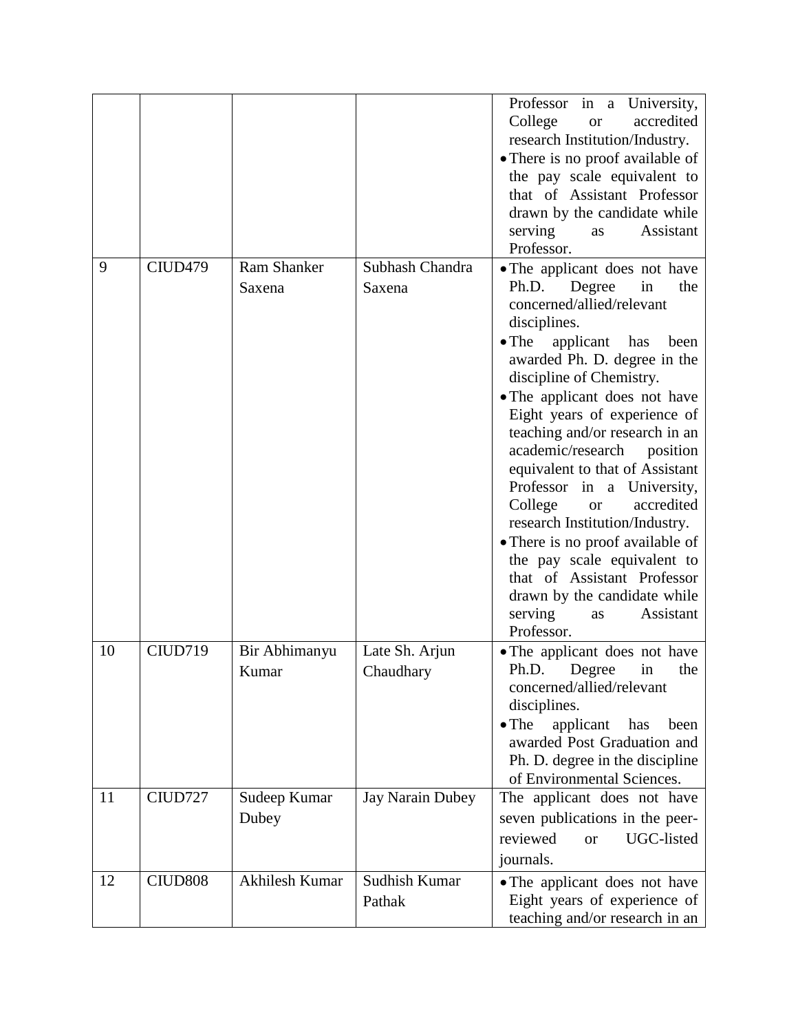| | | | | |
|---|---|---|---|---|
| | | | | Professor in a University, College or accredited research Institution/Industry.<br>• There is no proof available of the pay scale equivalent to that of Assistant Professor drawn by the candidate while serving as Assistant Professor. |
| 9 | CIUD479 | Ram Shanker Saxena | Subhash Chandra Saxena | • The applicant does not have Ph.D. Degree in the concerned/allied/relevant disciplines.<br>• The applicant has been awarded Ph. D. degree in the discipline of Chemistry.<br>• The applicant does not have Eight years of experience of teaching and/or research in an academic/research position equivalent to that of Assistant Professor in a University, College or accredited research Institution/Industry.<br>• There is no proof available of the pay scale equivalent to that of Assistant Professor drawn by the candidate while serving as Assistant Professor. |
| 10 | CIUD719 | Bir Abhimanyu Kumar | Late Sh. Arjun Chaudhary | • The applicant does not have Ph.D. Degree in the concerned/allied/relevant disciplines.<br>• The applicant has been awarded Post Graduation and Ph. D. degree in the discipline of Environmental Sciences. |
| 11 | CIUD727 | Sudeep Kumar Dubey | Jay Narain Dubey | The applicant does not have seven publications in the peer-reviewed or UGC-listed journals. |
| 12 | CIUD808 | Akhilesh Kumar | Sudhish Kumar Pathak | • The applicant does not have Eight years of experience of teaching and/or research in an |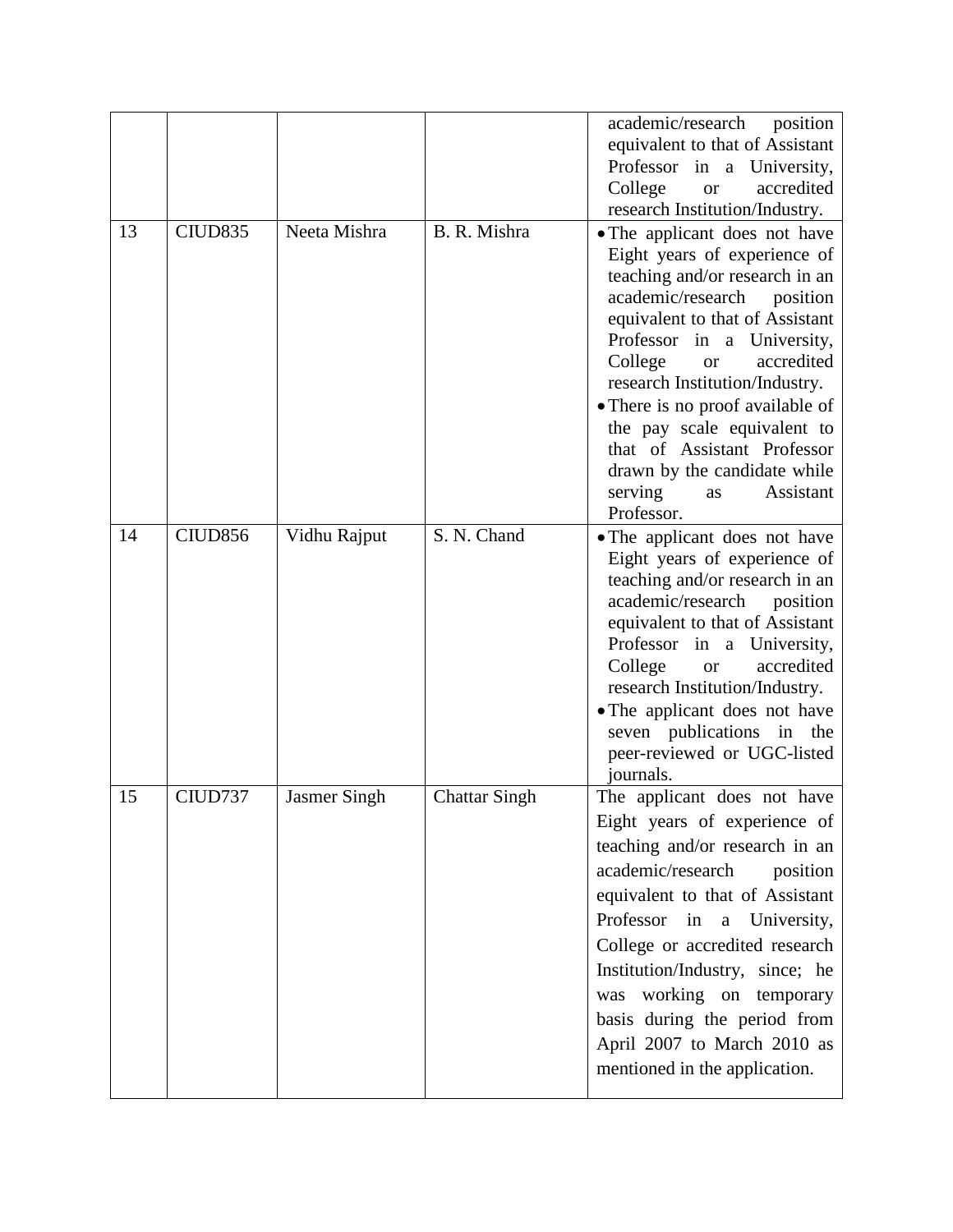| | | | | |
|---|---|---|---|---|
| | | | | academic/research position equivalent to that of Assistant Professor in a University, College or accredited research Institution/Industry. |
| 13 | CIUD835 | Neeta Mishra | B. R. Mishra | • The applicant does not have Eight years of experience of teaching and/or research in an academic/research position equivalent to that of Assistant Professor in a University, College or accredited research Institution/Industry.<br>• There is no proof available of the pay scale equivalent to that of Assistant Professor drawn by the candidate while serving as Assistant Professor. |
| 14 | CIUD856 | Vidhu Rajput | S. N. Chand | • The applicant does not have Eight years of experience of teaching and/or research in an academic/research position equivalent to that of Assistant Professor in a University, College or accredited research Institution/Industry.<br>• The applicant does not have seven publications in the peer-reviewed or UGC-listed journals. |
| 15 | CIUD737 | Jasmer Singh | Chattar Singh | The applicant does not have Eight years of experience of teaching and/or research in an academic/research position equivalent to that of Assistant Professor in a University, College or accredited research Institution/Industry, since; he was working on temporary basis during the period from April 2007 to March 2010 as mentioned in the application. |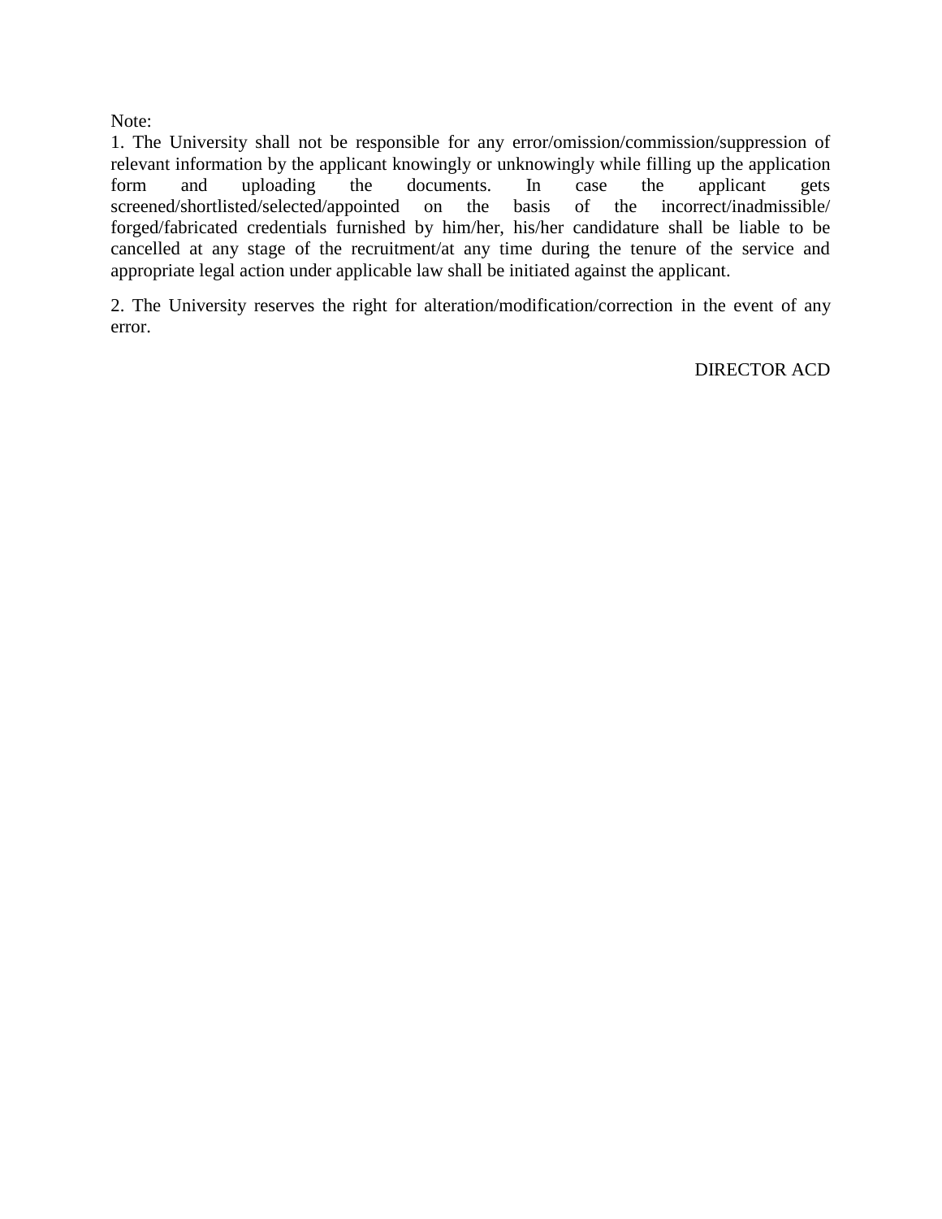Note:

1. The University shall not be responsible for any error/omission/commission/suppression of relevant information by the applicant knowingly or unknowingly while filling up the application form and uploading the documents. In case the applicant gets screened/shortlisted/selected/appointed on the basis of the incorrect/inadmissible/ forged/fabricated credentials furnished by him/her, his/her candidature shall be liable to be cancelled at any stage of the recruitment/at any time during the tenure of the service and appropriate legal action under applicable law shall be initiated against the applicant.

2. The University reserves the right for alteration/modification/correction in the event of any error.

DIRECTOR ACD